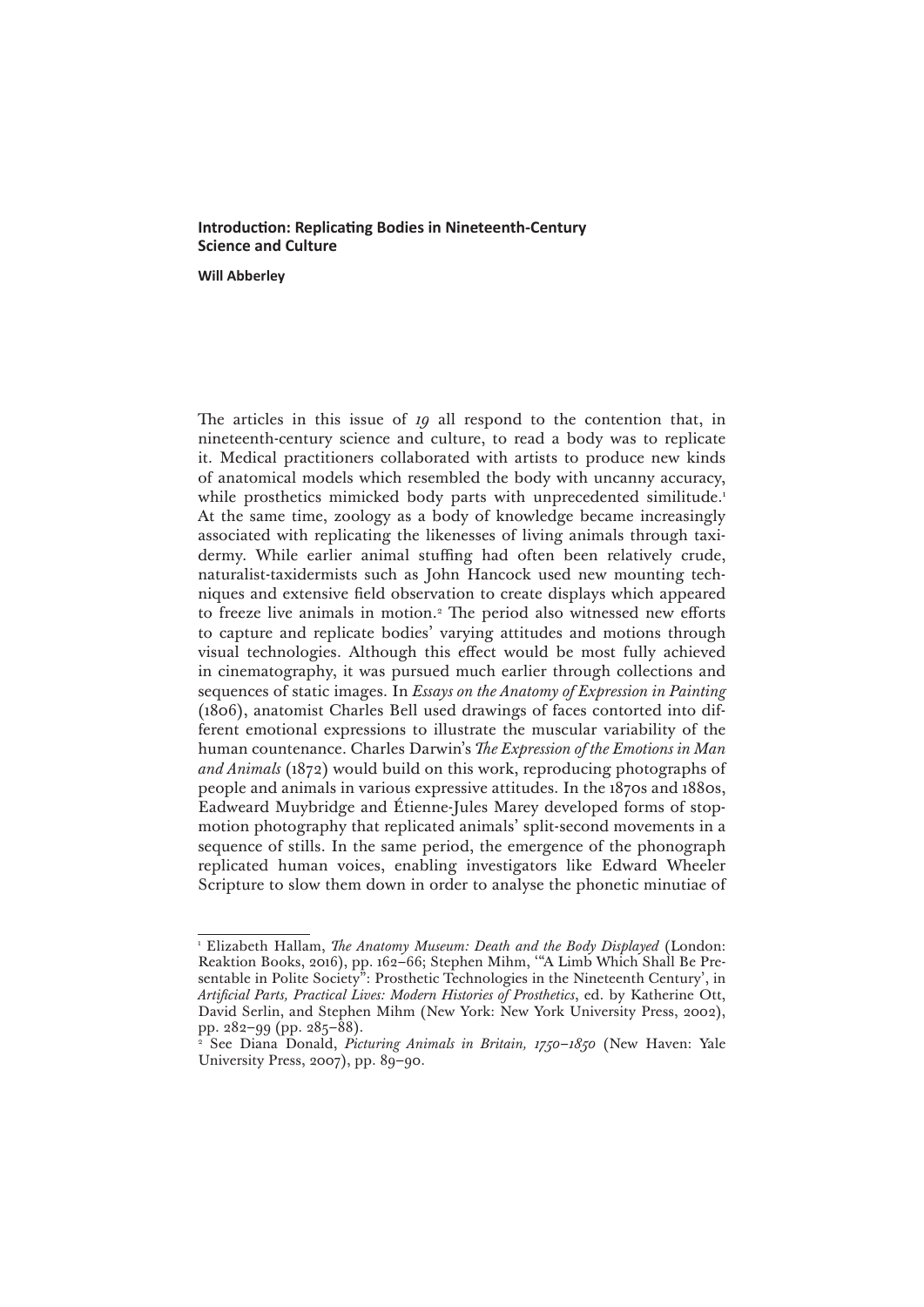# Introduction: Replicating Bodies in Nineteenth-Century Science and Culture

**Will Abberley**

The articles in this issue of *19* all respond to the contention that, in nineteenth-century science and culture, to read a body was to replicate it. Medical practitioners collaborated with artists to produce new kinds of anatomical models which resembled the body with uncanny accuracy, while prosthetics mimicked body parts with unprecedented similitude.[1] At the same time, zoology as a body of knowledge became increasingly associated with replicating the likenesses of living animals through taxidermy. While earlier animal stuffing had often been relatively crude, naturalist-taxidermists such as John Hancock used new mounting techniques and extensive field observation to create displays which appeared to freeze live animals in motion.[2] The period also witnessed new efforts to capture and replicate bodies' varying attitudes and motions through visual technologies. Although this effect would be most fully achieved in cinematography, it was pursued much earlier through collections and sequences of static images. In *Essays on the Anatomy of Expression in Painting* (1806), anatomist Charles Bell used drawings of faces contorted into different emotional expressions to illustrate the muscular variability of the human countenance. Charles Darwin's *The Expression of the Emotions in Man and Animals* (1872) would build on this work, reproducing photographs of people and animals in various expressive attitudes. In the 1870s and 1880s, Eadweard Muybridge and Étienne-Jules Marey developed forms of stop-motion photography that replicated animals' split-second movements in a sequence of stills. In the same period, the emergence of the phonograph replicated human voices, enabling investigators like Edward Wheeler Scripture to slow them down in order to analyse the phonetic minutiae of

---

[1] Elizabeth Hallam, *The Anatomy Museum: Death and the Body Displayed* (London: Reaktion Books, 2016), pp. 162–66; Stephen Mihm, '"A Limb Which Shall Be Presentable in Polite Society": Prosthetic Technologies in the Nineteenth Century', in *Artificial Parts, Practical Lives: Modern Histories of Prosthetics*, ed. by Katherine Ott, David Serlin, and Stephen Mihm (New York: New York University Press, 2002), pp. 282–99 (pp. 285–88).

[2] See Diana Donald, *Picturing Animals in Britain, 1750–1850* (New Haven: Yale University Press, 2007), pp. 89–90.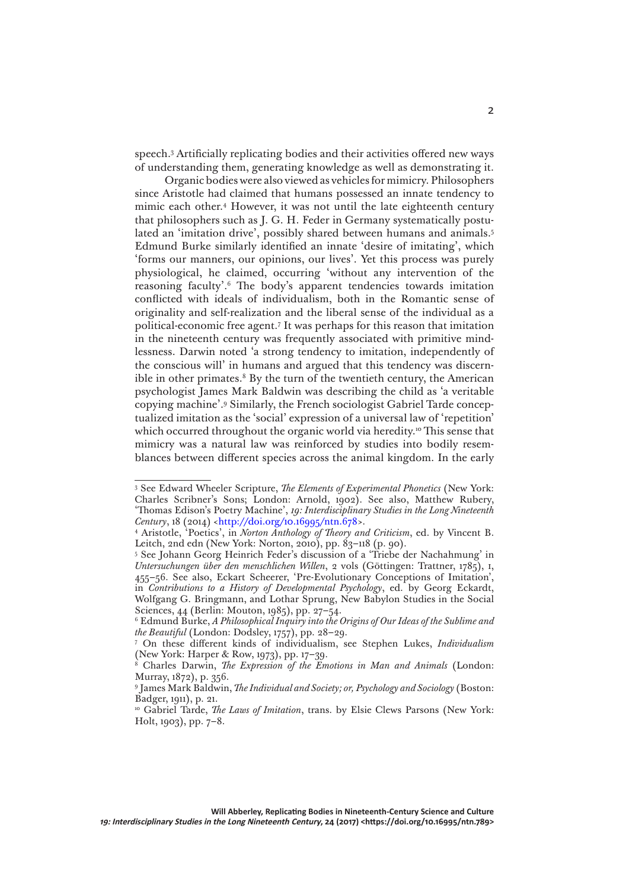speech.[3] Artificially replicating bodies and their activities offered new ways of understanding them, generating knowledge as well as demonstrating it.

Organic bodies were also viewed as vehicles for mimicry. Philosophers since Aristotle had claimed that humans possessed an innate tendency to mimic each other.[4] However, it was not until the late eighteenth century that philosophers such as J. G. H. Feder in Germany systematically postulated an 'imitation drive', possibly shared between humans and animals.[5] Edmund Burke similarly identified an innate 'desire of imitating', which 'forms our manners, our opinions, our lives'. Yet this process was purely physiological, he claimed, occurring 'without any intervention of the reasoning faculty'.[6] The body's apparent tendencies towards imitation conflicted with ideals of individualism, both in the Romantic sense of originality and self-realization and the liberal sense of the individual as a political-economic free agent.[7] It was perhaps for this reason that imitation in the nineteenth century was frequently associated with primitive mindlessness. Darwin noted 'a strong tendency to imitation, independently of the conscious will' in humans and argued that this tendency was discernible in other primates.[8] By the turn of the twentieth century, the American psychologist James Mark Baldwin was describing the child as 'a veritable copying machine'.[9] Similarly, the French sociologist Gabriel Tarde conceptualized imitation as the 'social' expression of a universal law of 'repetition' which occurred throughout the organic world via heredity.[10] This sense that mimicry was a natural law was reinforced by studies into bodily resemblances between different species across the animal kingdom. In the early

---

[3] See Edward Wheeler Scripture, *The Elements of Experimental Phonetics* (New York: Charles Scribner's Sons; London: Arnold, 1902). See also, Matthew Rubery, 'Thomas Edison's Poetry Machine', *19: Interdisciplinary Studies in the Long Nineteenth Century*, 18 (2014) <http://doi.org/10.16995/ntn.678>.

[4] Aristotle, 'Poetics', in *Norton Anthology of Theory and Criticism*, ed. by Vincent B. Leitch, 2nd edn (New York: Norton, 2010), pp. 83–118 (p. 90).

[5] See Johann Georg Heinrich Feder's discussion of a 'Triebe der Nachahmung' in *Untersuchungen über den menschlichen Willen*, 2 vols (Göttingen: Trattner, 1785), I, 455–56. See also, Eckart Scheerer, 'Pre-Evolutionary Conceptions of Imitation', in *Contributions to a History of Developmental Psychology*, ed. by Georg Eckardt, Wolfgang G. Bringmann, and Lothar Sprung, New Babylon Studies in the Social Sciences, 44 (Berlin: Mouton, 1985), pp. 27–54.

[6] Edmund Burke, *A Philosophical Inquiry into the Origins of Our Ideas of the Sublime and the Beautiful* (London: Dodsley, 1757), pp. 28–29.

[7] On these different kinds of individualism, see Stephen Lukes, *Individualism* (New York: Harper & Row, 1973), pp. 17–39.

[8] Charles Darwin, *The Expression of the Emotions in Man and Animals* (London: Murray, 1872), p. 356.

[9] James Mark Baldwin, *The Individual and Society; or, Psychology and Sociology* (Boston: Badger, 1911), p. 21.

[10] Gabriel Tarde, *The Laws of Imitation*, trans. by Elsie Clews Parsons (New York: Holt, 1903), pp. 7–8.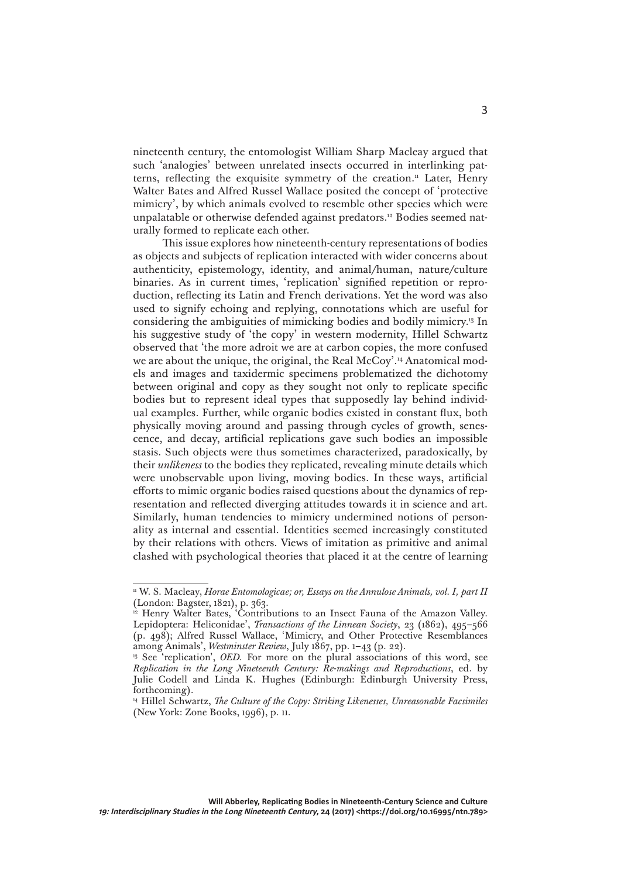nineteenth century, the entomologist William Sharp Macleay argued that such 'analogies' between unrelated insects occurred in interlinking patterns, reflecting the exquisite symmetry of the creation.[11] Later, Henry Walter Bates and Alfred Russel Wallace posited the concept of 'protective mimicry', by which animals evolved to resemble other species which were unpalatable or otherwise defended against predators.[12] Bodies seemed naturally formed to replicate each other.

This issue explores how nineteenth-century representations of bodies as objects and subjects of replication interacted with wider concerns about authenticity, epistemology, identity, and animal/human, nature/culture binaries. As in current times, 'replication' signified repetition or reproduction, reflecting its Latin and French derivations. Yet the word was also used to signify echoing and replying, connotations which are useful for considering the ambiguities of mimicking bodies and bodily mimicry.[13] In his suggestive study of 'the copy' in western modernity, Hillel Schwartz observed that 'the more adroit we are at carbon copies, the more confused we are about the unique, the original, the Real McCoy'.[14] Anatomical models and images and taxidermic specimens problematized the dichotomy between original and copy as they sought not only to replicate specific bodies but to represent ideal types that supposedly lay behind individual examples. Further, while organic bodies existed in constant flux, both physically moving around and passing through cycles of growth, senescence, and decay, artificial replications gave such bodies an impossible stasis. Such objects were thus sometimes characterized, paradoxically, by their *unlikeness* to the bodies they replicated, revealing minute details which were unobservable upon living, moving bodies. In these ways, artificial efforts to mimic organic bodies raised questions about the dynamics of representation and reflected diverging attitudes towards it in science and art. Similarly, human tendencies to mimicry undermined notions of personality as internal and essential. Identities seemed increasingly constituted by their relations with others. Views of imitation as primitive and animal clashed with psychological theories that placed it at the centre of learning

---

[11] W. S. Macleay, *Horae Entomologicae; or, Essays on the Annulose Animals, vol. I, part II* (London: Bagster, 1821), p. 363.

[12] Henry Walter Bates, 'Contributions to an Insect Fauna of the Amazon Valley. Lepidoptera: Heliconidae', *Transactions of the Linnean Society*, 23 (1862), 495–566 (p. 498); Alfred Russel Wallace, 'Mimicry, and Other Protective Resemblances among Animals', *Westminster Review*, July 1867, pp. 1–43 (p. 22).

[13] See 'replication', *OED*. For more on the plural associations of this word, see *Replication in the Long Nineteenth Century: Re-makings and Reproductions*, ed. by Julie Codell and Linda K. Hughes (Edinburgh: Edinburgh University Press, forthcoming).

[14] Hillel Schwartz, *The Culture of the Copy: Striking Likenesses, Unreasonable Facsimiles* (New York: Zone Books, 1996), p. 11.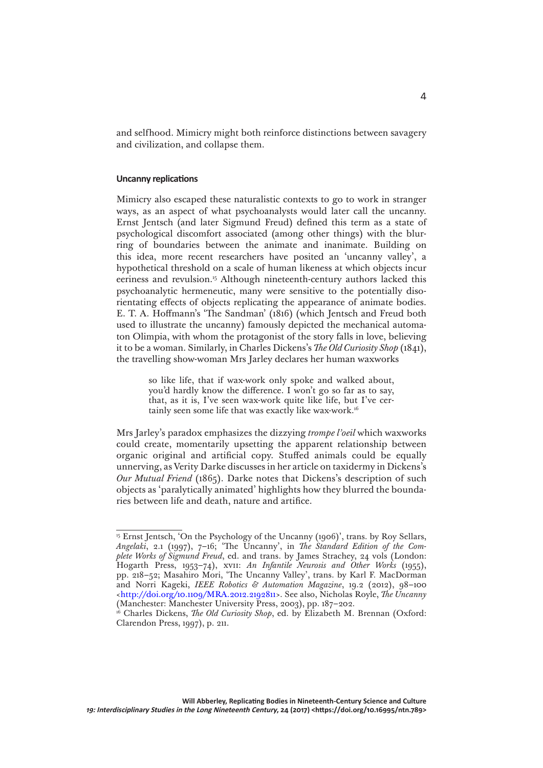and selfhood. Mimicry might both reinforce distinctions between savagery and civilization, and collapse them.

### Uncanny replications

Mimicry also escaped these naturalistic contexts to go to work in stranger ways, as an aspect of what psychoanalysts would later call the uncanny. Ernst Jentsch (and later Sigmund Freud) defined this term as a state of psychological discomfort associated (among other things) with the blurring of boundaries between the animate and inanimate. Building on this idea, more recent researchers have posited an 'uncanny valley', a hypothetical threshold on a scale of human likeness at which objects incur eeriness and revulsion.[15] Although nineteenth-century authors lacked this psychoanalytic hermeneutic, many were sensitive to the potentially disorientating effects of objects replicating the appearance of animate bodies. E. T. A. Hoffmann's 'The Sandman' (1816) (which Jentsch and Freud both used to illustrate the uncanny) famously depicted the mechanical automaton Olimpia, with whom the protagonist of the story falls in love, believing it to be a woman. Similarly, in Charles Dickens's *The Old Curiosity Shop* (1841), the travelling show-woman Mrs Jarley declares her human waxworks

> so like life, that if wax-work only spoke and walked about, you'd hardly know the difference. I won't go so far as to say, that, as it is, I've seen wax-work quite like life, but I've certainly seen some life that was exactly like wax-work.[16]

Mrs Jarley's paradox emphasizes the dizzying *trompe l'oeil* which waxworks could create, momentarily upsetting the apparent relationship between organic original and artificial copy. Stuffed animals could be equally unnerving, as Verity Darke discusses in her article on taxidermy in Dickens's *Our Mutual Friend* (1865). Darke notes that Dickens's description of such objects as 'paralytically animated' highlights how they blurred the boundaries between life and death, nature and artifice.

---

[15] Ernst Jentsch, 'On the Psychology of the Uncanny (1906)', trans. by Roy Sellars, *Angelaki*, 2.1 (1997), 7–16; 'The Uncanny', in *The Standard Edition of the Complete Works of Sigmund Freud*, ed. and trans. by James Strachey, 24 vols (London: Hogarth Press, 1953–74), XVII: *An Infantile Neurosis and Other Works* (1955), pp. 218–52; Masahiro Mori, 'The Uncanny Valley', trans. by Karl F. MacDorman and Norri Kageki, *IEEE Robotics & Automation Magazine*, 19.2 (2012), 98–100 <http://doi.org/10.1109/MRA.2012.2192811>. See also, Nicholas Royle, *The Uncanny* (Manchester: Manchester University Press, 2003), pp. 187–202.

[16] Charles Dickens, *The Old Curiosity Shop*, ed. by Elizabeth M. Brennan (Oxford: Clarendon Press, 1997), p. 211.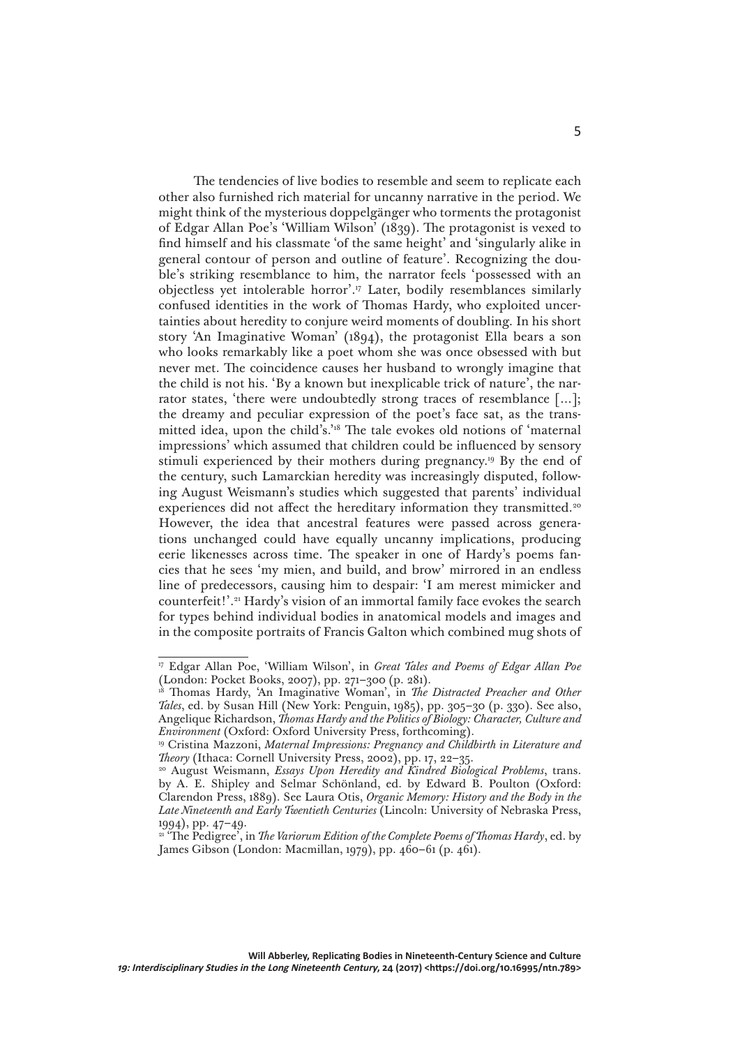The tendencies of live bodies to resemble and seem to replicate each other also furnished rich material for uncanny narrative in the period. We might think of the mysterious doppelgänger who torments the protagonist of Edgar Allan Poe's 'William Wilson' (1839). The protagonist is vexed to find himself and his classmate 'of the same height' and 'singularly alike in general contour of person and outline of feature'. Recognizing the double's striking resemblance to him, the narrator feels 'possessed with an objectless yet intolerable horror'.[17] Later, bodily resemblances similarly confused identities in the work of Thomas Hardy, who exploited uncertainties about heredity to conjure weird moments of doubling. In his short story 'An Imaginative Woman' (1894), the protagonist Ella bears a son who looks remarkably like a poet whom she was once obsessed with but never met. The coincidence causes her husband to wrongly imagine that the child is not his. 'By a known but inexplicable trick of nature', the narrator states, 'there were undoubtedly strong traces of resemblance […]; the dreamy and peculiar expression of the poet's face sat, as the transmitted idea, upon the child's.'[18] The tale evokes old notions of 'maternal impressions' which assumed that children could be influenced by sensory stimuli experienced by their mothers during pregnancy.[19] By the end of the century, such Lamarckian heredity was increasingly disputed, following August Weismann's studies which suggested that parents' individual experiences did not affect the hereditary information they transmitted.[20] However, the idea that ancestral features were passed across generations unchanged could have equally uncanny implications, producing eerie likenesses across time. The speaker in one of Hardy's poems fancies that he sees 'my mien, and build, and brow' mirrored in an endless line of predecessors, causing him to despair: 'I am merest mimicker and counterfeit!'.[21] Hardy's vision of an immortal family face evokes the search for types behind individual bodies in anatomical models and images and in the composite portraits of Francis Galton which combined mug shots of

---

[17] Edgar Allan Poe, 'William Wilson', in *Great Tales and Poems of Edgar Allan Poe* (London: Pocket Books, 2007), pp. 271–300 (p. 281).

[18] Thomas Hardy, 'An Imaginative Woman', in *The Distracted Preacher and Other Tales*, ed. by Susan Hill (New York: Penguin, 1985), pp. 305–30 (p. 330). See also, Angelique Richardson, *Thomas Hardy and the Politics of Biology: Character, Culture and Environment* (Oxford: Oxford University Press, forthcoming).

[19] Cristina Mazzoni, *Maternal Impressions: Pregnancy and Childbirth in Literature and Theory* (Ithaca: Cornell University Press, 2002), pp. 17, 22–35.

[20] August Weismann, *Essays Upon Heredity and Kindred Biological Problems*, trans. by A. E. Shipley and Selmar Schönland, ed. by Edward B. Poulton (Oxford: Clarendon Press, 1889). See Laura Otis, *Organic Memory: History and the Body in the Late Nineteenth and Early Twentieth Centuries* (Lincoln: University of Nebraska Press, 1994), pp. 47–49.

[21] 'The Pedigree', in *The Variorum Edition of the Complete Poems of Thomas Hardy*, ed. by James Gibson (London: Macmillan, 1979), pp. 460–61 (p. 461).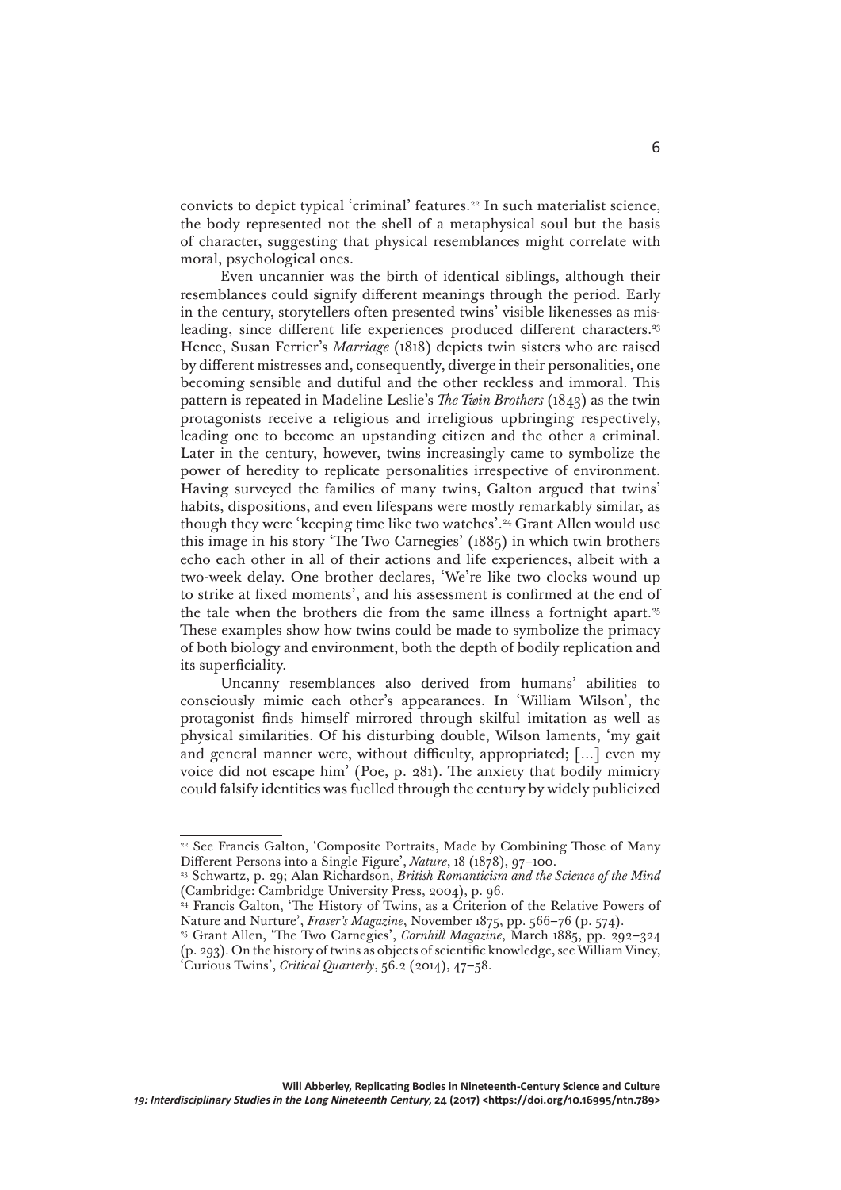convicts to depict typical 'criminal' features.[22] In such materialist science, the body represented not the shell of a metaphysical soul but the basis of character, suggesting that physical resemblances might correlate with moral, psychological ones.

Even uncannier was the birth of identical siblings, although their resemblances could signify different meanings through the period. Early in the century, storytellers often presented twins' visible likenesses as misleading, since different life experiences produced different characters.[23] Hence, Susan Ferrier's *Marriage* (1818) depicts twin sisters who are raised by different mistresses and, consequently, diverge in their personalities, one becoming sensible and dutiful and the other reckless and immoral. This pattern is repeated in Madeline Leslie's *The Twin Brothers* (1843) as the twin protagonists receive a religious and irreligious upbringing respectively, leading one to become an upstanding citizen and the other a criminal. Later in the century, however, twins increasingly came to symbolize the power of heredity to replicate personalities irrespective of environment. Having surveyed the families of many twins, Galton argued that twins' habits, dispositions, and even lifespans were mostly remarkably similar, as though they were 'keeping time like two watches'.[24] Grant Allen would use this image in his story 'The Two Carnegies' (1885) in which twin brothers echo each other in all of their actions and life experiences, albeit with a two-week delay. One brother declares, 'We're like two clocks wound up to strike at fixed moments', and his assessment is confirmed at the end of the tale when the brothers die from the same illness a fortnight apart.[25] These examples show how twins could be made to symbolize the primacy of both biology and environment, both the depth of bodily replication and its superficiality.

Uncanny resemblances also derived from humans' abilities to consciously mimic each other's appearances. In 'William Wilson', the protagonist finds himself mirrored through skilful imitation as well as physical similarities. Of his disturbing double, Wilson laments, 'my gait and general manner were, without difficulty, appropriated; [...] even my voice did not escape him' (Poe, p. 281). The anxiety that bodily mimicry could falsify identities was fuelled through the century by widely publicized

---

[22] See Francis Galton, 'Composite Portraits, Made by Combining Those of Many Different Persons into a Single Figure', *Nature*, 18 (1878), 97–100.

[23] Schwartz, p. 29; Alan Richardson, *British Romanticism and the Science of the Mind* (Cambridge: Cambridge University Press, 2004), p. 96.

[24] Francis Galton, 'The History of Twins, as a Criterion of the Relative Powers of Nature and Nurture', *Fraser's Magazine*, November 1875, pp. 566–76 (p. 574).

[25] Grant Allen, 'The Two Carnegies', *Cornhill Magazine*, March 1885, pp. 292–324 (p. 293). On the history of twins as objects of scientific knowledge, see William Viney, 'Curious Twins', *Critical Quarterly*, 56.2 (2014), 47–58.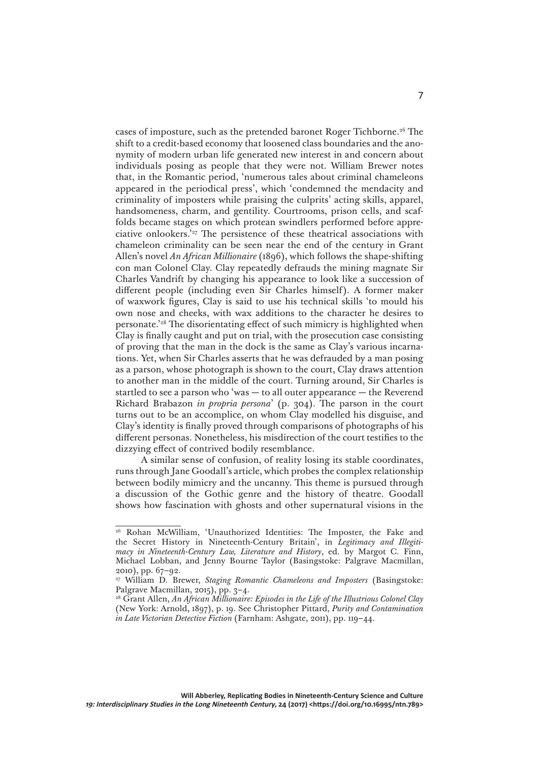cases of imposture, such as the pretended baronet Roger Tichborne.[26] The shift to a credit-based economy that loosened class boundaries and the anonymity of modern urban life generated new interest in and concern about individuals posing as people that they were not. William Brewer notes that, in the Romantic period, 'numerous tales about criminal chameleons appeared in the periodical press', which 'condemned the mendacity and criminality of imposters while praising the culprits' acting skills, apparel, handsomeness, charm, and gentility. Courtrooms, prison cells, and scaffolds became stages on which protean swindlers performed before appreciative onlookers.'[27] The persistence of these theatrical associations with chameleon criminality can be seen near the end of the century in Grant Allen's novel *An African Millionaire* (1896), which follows the shape-shifting con man Colonel Clay. Clay repeatedly defrauds the mining magnate Sir Charles Vandrift by changing his appearance to look like a succession of different people (including even Sir Charles himself). A former maker of waxwork figures, Clay is said to use his technical skills 'to mould his own nose and cheeks, with wax additions to the character he desires to personate.'[28] The disorientating effect of such mimicry is highlighted when Clay is finally caught and put on trial, with the prosecution case consisting of proving that the man in the dock is the same as Clay's various incarnations. Yet, when Sir Charles asserts that he was defrauded by a man posing as a parson, whose photograph is shown to the court, Clay draws attention to another man in the middle of the court. Turning around, Sir Charles is startled to see a parson who 'was — to all outer appearance — the Reverend Richard Brabazon *in propria persona*' (p. 304). The parson in the court turns out to be an accomplice, on whom Clay modelled his disguise, and Clay's identity is finally proved through comparisons of photographs of his different personas. Nonetheless, his misdirection of the court testifies to the dizzying effect of contrived bodily resemblance.

A similar sense of confusion, of reality losing its stable coordinates, runs through Jane Goodall's article, which probes the complex relationship between bodily mimicry and the uncanny. This theme is pursued through a discussion of the Gothic genre and the history of theatre. Goodall shows how fascination with ghosts and other supernatural visions in the

---

[26] Rohan McWilliam, 'Unauthorized Identities: The Imposter, the Fake and the Secret History in Nineteenth-Century Britain', in *Legitimacy and Illegitimacy in Nineteenth-Century Law, Literature and History*, ed. by Margot C. Finn, Michael Lobban, and Jenny Bourne Taylor (Basingstoke: Palgrave Macmillan, 2010), pp. 67–92.

[27] William D. Brewer, *Staging Romantic Chameleons and Imposters* (Basingstoke: Palgrave Macmillan, 2015), pp. 3–4.

[28] Grant Allen, *An African Millionaire: Episodes in the Life of the Illustrious Colonel Clay* (New York: Arnold, 1897), p. 19. See Christopher Pittard, *Purity and Contamination in Late Victorian Detective Fiction* (Farnham: Ashgate, 2011), pp. 119–44.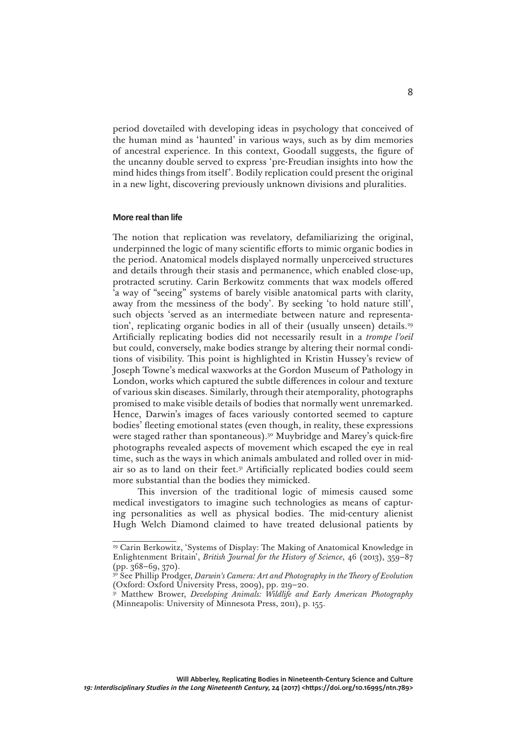period dovetailed with developing ideas in psychology that conceived of the human mind as 'haunted' in various ways, such as by dim memories of ancestral experience. In this context, Goodall suggests, the figure of the uncanny double served to express 'pre-Freudian insights into how the mind hides things from itself'. Bodily replication could present the original in a new light, discovering previously unknown divisions and pluralities.

## More real than life

The notion that replication was revelatory, defamiliarizing the original, underpinned the logic of many scientific efforts to mimic organic bodies in the period. Anatomical models displayed normally unperceived structures and details through their stasis and permanence, which enabled close-up, protracted scrutiny. Carin Berkowitz comments that wax models offered 'a way of "seeing" systems of barely visible anatomical parts with clarity, away from the messiness of the body'. By seeking 'to hold nature still', such objects 'served as an intermediate between nature and representation', replicating organic bodies in all of their (usually unseen) details.[29] Artificially replicating bodies did not necessarily result in a *trompe l'oeil* but could, conversely, make bodies strange by altering their normal conditions of visibility. This point is highlighted in Kristin Hussey's review of Joseph Towne's medical waxworks at the Gordon Museum of Pathology in London, works which captured the subtle differences in colour and texture of various skin diseases. Similarly, through their atemporality, photographs promised to make visible details of bodies that normally went unremarked. Hence, Darwin's images of faces variously contorted seemed to capture bodies' fleeting emotional states (even though, in reality, these expressions were staged rather than spontaneous).[30] Muybridge and Marey's quick-fire photographs revealed aspects of movement which escaped the eye in real time, such as the ways in which animals ambulated and rolled over in mid-air so as to land on their feet.[31] Artificially replicated bodies could seem more substantial than the bodies they mimicked.

This inversion of the traditional logic of mimesis caused some medical investigators to imagine such technologies as means of capturing personalities as well as physical bodies. The mid-century alienist Hugh Welch Diamond claimed to have treated delusional patients by

---

[29] Carin Berkowitz, 'Systems of Display: The Making of Anatomical Knowledge in Enlightenment Britain', *British Journal for the History of Science*, 46 (2013), 359–87 (pp. 368–69, 370).

[30] See Phillip Prodger, *Darwin's Camera: Art and Photography in the Theory of Evolution* (Oxford: Oxford University Press, 2009), pp. 219–20.

[31] Matthew Brower, *Developing Animals: Wildlife and Early American Photography* (Minneapolis: University of Minnesota Press, 2011), p. 155.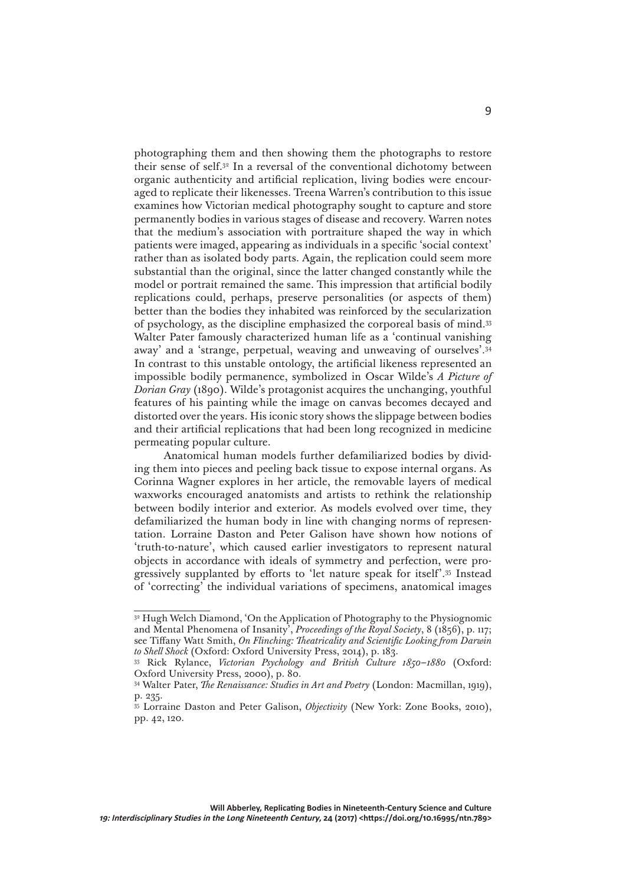photographing them and then showing them the photographs to restore their sense of self.[32] In a reversal of the conventional dichotomy between organic authenticity and artificial replication, living bodies were encouraged to replicate their likenesses. Treena Warren's contribution to this issue examines how Victorian medical photography sought to capture and store permanently bodies in various stages of disease and recovery. Warren notes that the medium's association with portraiture shaped the way in which patients were imaged, appearing as individuals in a specific 'social context' rather than as isolated body parts. Again, the replication could seem more substantial than the original, since the latter changed constantly while the model or portrait remained the same. This impression that artificial bodily replications could, perhaps, preserve personalities (or aspects of them) better than the bodies they inhabited was reinforced by the secularization of psychology, as the discipline emphasized the corporeal basis of mind.[33] Walter Pater famously characterized human life as a 'continual vanishing away' and a 'strange, perpetual, weaving and unweaving of ourselves'.[34] In contrast to this unstable ontology, the artificial likeness represented an impossible bodily permanence, symbolized in Oscar Wilde's *A Picture of Dorian Gray* (1890). Wilde's protagonist acquires the unchanging, youthful features of his painting while the image on canvas becomes decayed and distorted over the years. His iconic story shows the slippage between bodies and their artificial replications that had been long recognized in medicine permeating popular culture.

Anatomical human models further defamiliarized bodies by dividing them into pieces and peeling back tissue to expose internal organs. As Corinna Wagner explores in her article, the removable layers of medical waxworks encouraged anatomists and artists to rethink the relationship between bodily interior and exterior. As models evolved over time, they defamiliarized the human body in line with changing norms of representation. Lorraine Daston and Peter Galison have shown how notions of 'truth-to-nature', which caused earlier investigators to represent natural objects in accordance with ideals of symmetry and perfection, were progressively supplanted by efforts to 'let nature speak for itself'.[35] Instead of 'correcting' the individual variations of specimens, anatomical images

---

[32] Hugh Welch Diamond, 'On the Application of Photography to the Physiognomic and Mental Phenomena of Insanity', *Proceedings of the Royal Society*, 8 (1856), p. 117; see Tiffany Watt Smith, *On Flinching: Theatricality and Scientific Looking from Darwin to Shell Shock* (Oxford: Oxford University Press, 2014), p. 183.

[33] Rick Rylance, *Victorian Psychology and British Culture 1850–1880* (Oxford: Oxford University Press, 2000), p. 80.

[34] Walter Pater, *The Renaissance: Studies in Art and Poetry* (London: Macmillan, 1919), p. 235.

[35] Lorraine Daston and Peter Galison, *Objectivity* (New York: Zone Books, 2010), pp. 42, 120.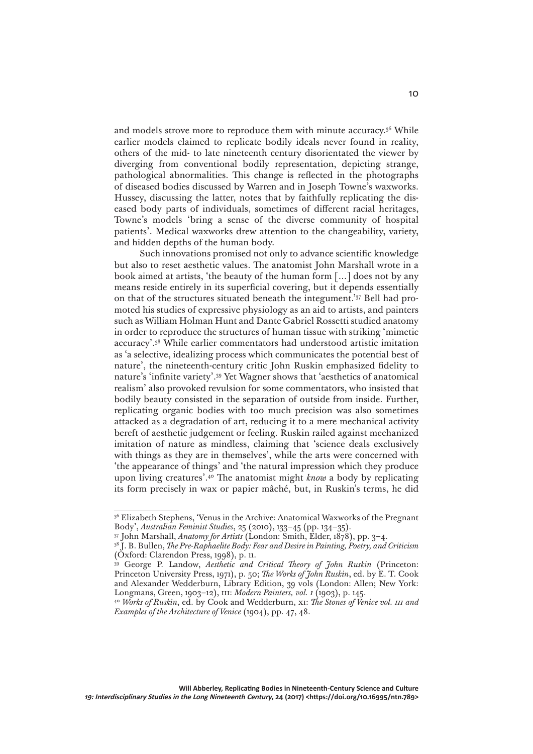and models strove more to reproduce them with minute accuracy.[36] While earlier models claimed to replicate bodily ideals never found in reality, others of the mid- to late nineteenth century disorientated the viewer by diverging from conventional bodily representation, depicting strange, pathological abnormalities. This change is reflected in the photographs of diseased bodies discussed by Warren and in Joseph Towne's waxworks. Hussey, discussing the latter, notes that by faithfully replicating the diseased body parts of individuals, sometimes of different racial heritages, Towne's models 'bring a sense of the diverse community of hospital patients'. Medical waxworks drew attention to the changeability, variety, and hidden depths of the human body.

Such innovations promised not only to advance scientific knowledge but also to reset aesthetic values. The anatomist John Marshall wrote in a book aimed at artists, 'the beauty of the human form […] does not by any means reside entirely in its superficial covering, but it depends essentially on that of the structures situated beneath the integument.'[37] Bell had promoted his studies of expressive physiology as an aid to artists, and painters such as William Holman Hunt and Dante Gabriel Rossetti studied anatomy in order to reproduce the structures of human tissue with striking 'mimetic accuracy'.[38] While earlier commentators had understood artistic imitation as 'a selective, idealizing process which communicates the potential best of nature', the nineteenth-century critic John Ruskin emphasized fidelity to nature's 'infinite variety'.[39] Yet Wagner shows that 'aesthetics of anatomical realism' also provoked revulsion for some commentators, who insisted that bodily beauty consisted in the separation of outside from inside. Further, replicating organic bodies with too much precision was also sometimes attacked as a degradation of art, reducing it to a mere mechanical activity bereft of aesthetic judgement or feeling. Ruskin railed against mechanized imitation of nature as mindless, claiming that 'science deals exclusively with things as they are in themselves', while the arts were concerned with 'the appearance of things' and 'the natural impression which they produce upon living creatures'.[40] The anatomist might *know* a body by replicating its form precisely in wax or papier mâché, but, in Ruskin's terms, he did

---

[36] Elizabeth Stephens, 'Venus in the Archive: Anatomical Waxworks of the Pregnant Body', *Australian Feminist Studies*, 25 (2010), 133–45 (pp. 134–35).

[37] John Marshall, *Anatomy for Artists* (London: Smith, Elder, 1878), pp. 3–4.

[38] J. B. Bullen, *The Pre-Raphaelite Body: Fear and Desire in Painting, Poetry, and Criticism* (Oxford: Clarendon Press, 1998), p. 11.

[39] George P. Landow, *Aesthetic and Critical Theory of John Ruskin* (Princeton: Princeton University Press, 1971), p. 50; *The Works of John Ruskin*, ed. by E. T. Cook and Alexander Wedderburn, Library Edition, 39 vols (London: Allen; New York: Longmans, Green, 1903–12), III: *Modern Painters, vol. I* (1903), p. 145.

[40] *Works of Ruskin*, ed. by Cook and Wedderburn, XI: *The Stones of Venice vol. III and Examples of the Architecture of Venice* (1904), pp. 47, 48.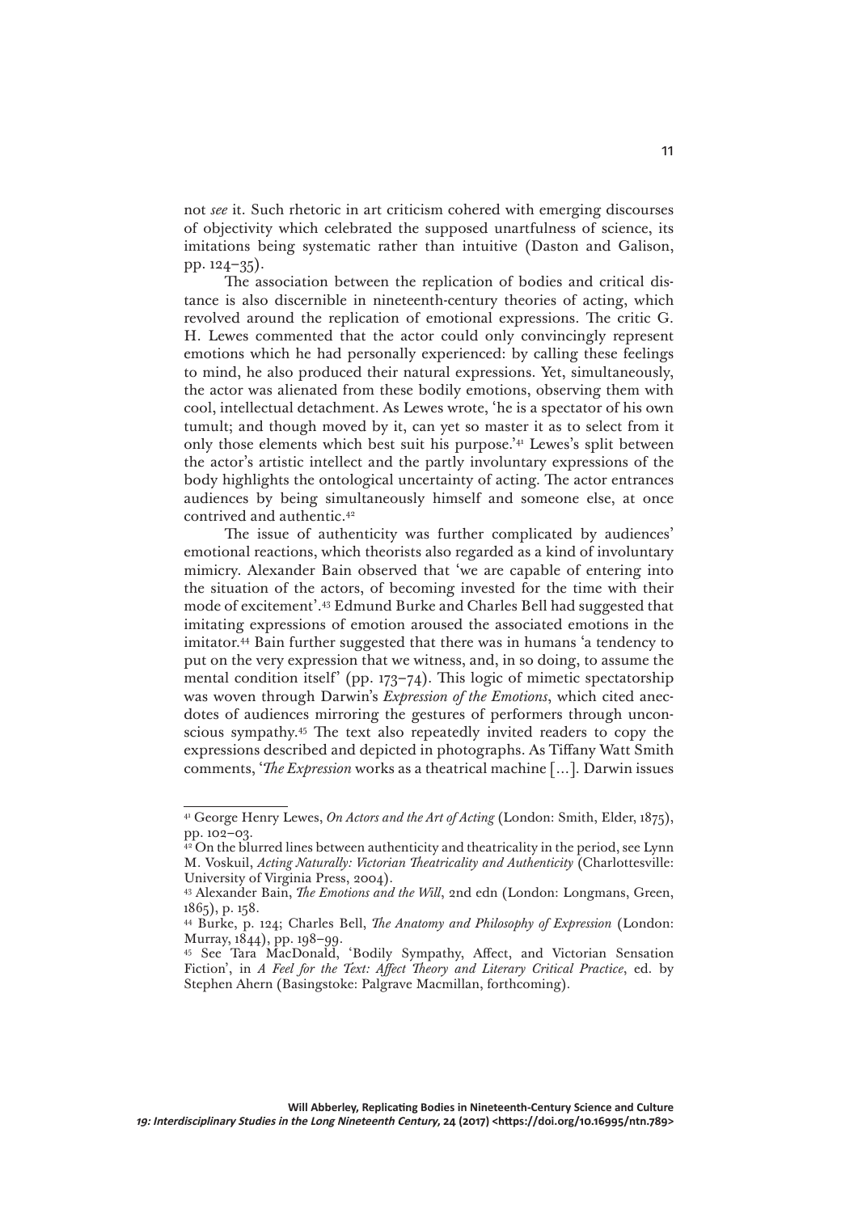not *see* it. Such rhetoric in art criticism cohered with emerging discourses of objectivity which celebrated the supposed unartfulness of science, its imitations being systematic rather than intuitive (Daston and Galison, pp. 124–35).

The association between the replication of bodies and critical distance is also discernible in nineteenth-century theories of acting, which revolved around the replication of emotional expressions. The critic G. H. Lewes commented that the actor could only convincingly represent emotions which he had personally experienced: by calling these feelings to mind, he also produced their natural expressions. Yet, simultaneously, the actor was alienated from these bodily emotions, observing them with cool, intellectual detachment. As Lewes wrote, 'he is a spectator of his own tumult; and though moved by it, can yet so master it as to select from it only those elements which best suit his purpose.'[41] Lewes's split between the actor's artistic intellect and the partly involuntary expressions of the body highlights the ontological uncertainty of acting. The actor entrances audiences by being simultaneously himself and someone else, at once contrived and authentic.[42]

The issue of authenticity was further complicated by audiences' emotional reactions, which theorists also regarded as a kind of involuntary mimicry. Alexander Bain observed that 'we are capable of entering into the situation of the actors, of becoming invested for the time with their mode of excitement'.[43] Edmund Burke and Charles Bell had suggested that imitating expressions of emotion aroused the associated emotions in the imitator.[44] Bain further suggested that there was in humans 'a tendency to put on the very expression that we witness, and, in so doing, to assume the mental condition itself' (pp. 173–74). This logic of mimetic spectatorship was woven through Darwin's *Expression of the Emotions*, which cited anecdotes of audiences mirroring the gestures of performers through unconscious sympathy.[45] The text also repeatedly invited readers to copy the expressions described and depicted in photographs. As Tiffany Watt Smith comments, '*The Expression* works as a theatrical machine [...]. Darwin issues

---

[41] George Henry Lewes, *On Actors and the Art of Acting* (London: Smith, Elder, 1875), pp. 102–03.

[42] On the blurred lines between authenticity and theatricality in the period, see Lynn M. Voskuil, *Acting Naturally: Victorian Theatricality and Authenticity* (Charlottesville: University of Virginia Press, 2004).

[43] Alexander Bain, *The Emotions and the Will*, 2nd edn (London: Longmans, Green, 1865), p. 158.

[44] Burke, p. 124; Charles Bell, *The Anatomy and Philosophy of Expression* (London: Murray, 1844), pp. 198–99.

[45] See Tara MacDonald, 'Bodily Sympathy, Affect, and Victorian Sensation Fiction', in *A Feel for the Text: Affect Theory and Literary Critical Practice*, ed. by Stephen Ahern (Basingstoke: Palgrave Macmillan, forthcoming).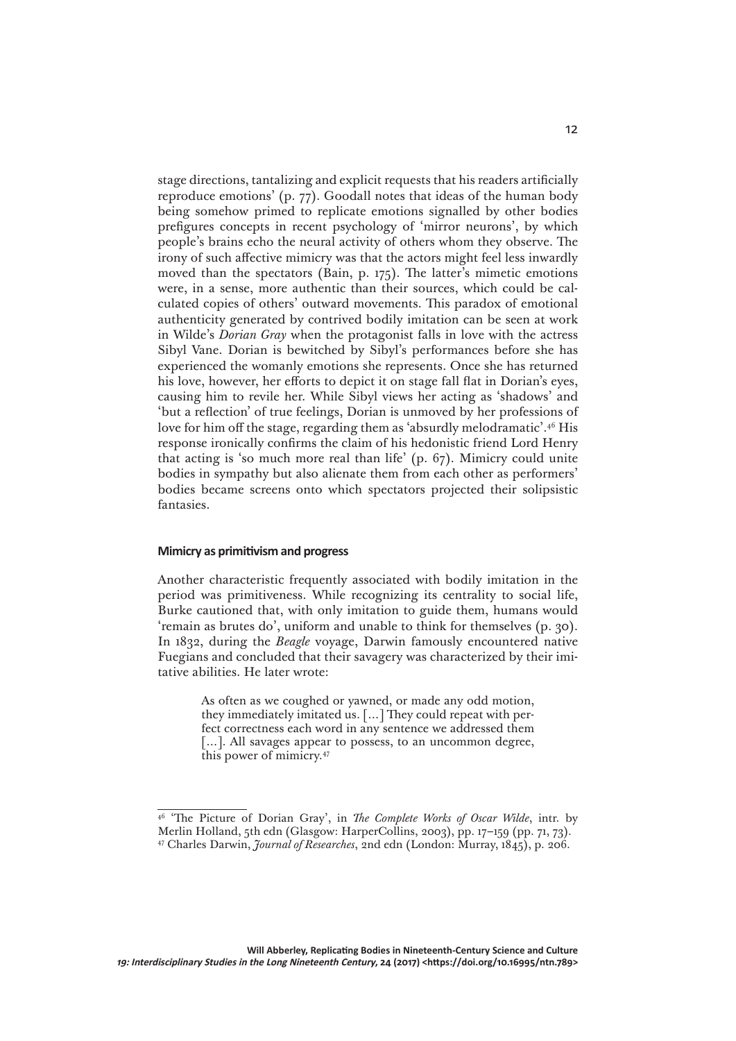stage directions, tantalizing and explicit requests that his readers artificially reproduce emotions' (p. 77). Goodall notes that ideas of the human body being somehow primed to replicate emotions signalled by other bodies prefigures concepts in recent psychology of 'mirror neurons', by which people's brains echo the neural activity of others whom they observe. The irony of such affective mimicry was that the actors might feel less inwardly moved than the spectators (Bain, p. 175). The latter's mimetic emotions were, in a sense, more authentic than their sources, which could be calculated copies of others' outward movements. This paradox of emotional authenticity generated by contrived bodily imitation can be seen at work in Wilde's *Dorian Gray* when the protagonist falls in love with the actress Sibyl Vane. Dorian is bewitched by Sibyl's performances before she has experienced the womanly emotions she represents. Once she has returned his love, however, her efforts to depict it on stage fall flat in Dorian's eyes, causing him to revile her. While Sibyl views her acting as 'shadows' and 'but a reflection' of true feelings, Dorian is unmoved by her professions of love for him off the stage, regarding them as 'absurdly melodramatic'.[46] His response ironically confirms the claim of his hedonistic friend Lord Henry that acting is 'so much more real than life' (p. 67). Mimicry could unite bodies in sympathy but also alienate them from each other as performers' bodies became screens onto which spectators projected their solipsistic fantasies.

### Mimicry as primitivism and progress

Another characteristic frequently associated with bodily imitation in the period was primitiveness. While recognizing its centrality to social life, Burke cautioned that, with only imitation to guide them, humans would 'remain as brutes do', uniform and unable to think for themselves (p. 30). In 1832, during the *Beagle* voyage, Darwin famously encountered native Fuegians and concluded that their savagery was characterized by their imitative abilities. He later wrote:

> As often as we coughed or yawned, or made any odd motion, they immediately imitated us. [...] They could repeat with perfect correctness each word in any sentence we addressed them [...]. All savages appear to possess, to an uncommon degree, this power of mimicry.[47]

---

[46] 'The Picture of Dorian Gray', in *The Complete Works of Oscar Wilde*, intr. by Merlin Holland, 5th edn (Glasgow: HarperCollins, 2003), pp. 17–159 (pp. 71, 73).

[47] Charles Darwin, *Journal of Researches*, 2nd edn (London: Murray, 1845), p. 206.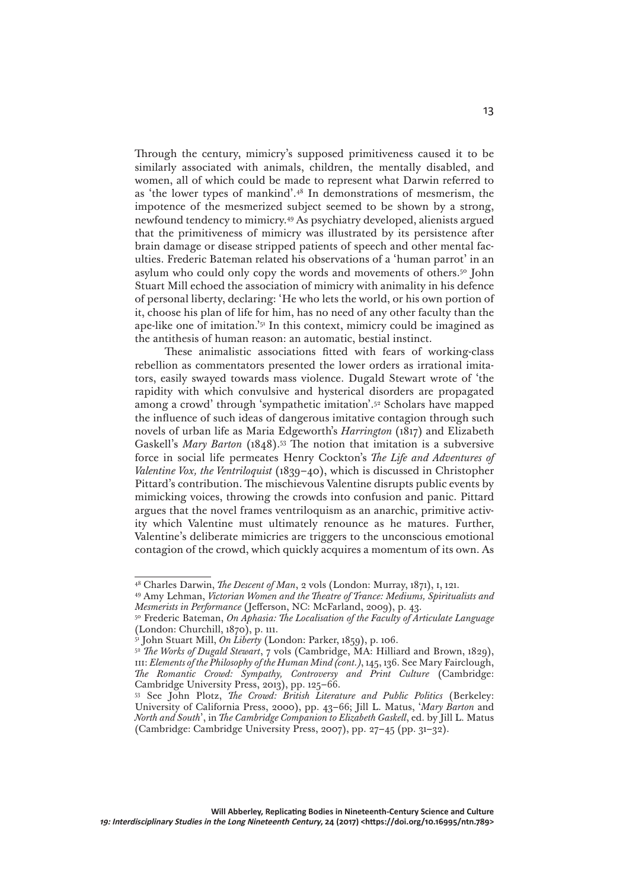Through the century, mimicry's supposed primitiveness caused it to be similarly associated with animals, children, the mentally disabled, and women, all of which could be made to represent what Darwin referred to as 'the lower types of mankind'.[48] In demonstrations of mesmerism, the impotence of the mesmerized subject seemed to be shown by a strong, newfound tendency to mimicry.[49] As psychiatry developed, alienists argued that the primitiveness of mimicry was illustrated by its persistence after brain damage or disease stripped patients of speech and other mental faculties. Frederic Bateman related his observations of a 'human parrot' in an asylum who could only copy the words and movements of others.[50] John Stuart Mill echoed the association of mimicry with animality in his defence of personal liberty, declaring: 'He who lets the world, or his own portion of it, choose his plan of life for him, has no need of any other faculty than the ape-like one of imitation.'[51] In this context, mimicry could be imagined as the antithesis of human reason: an automatic, bestial instinct.

These animalistic associations fitted with fears of working-class rebellion as commentators presented the lower orders as irrational imitators, easily swayed towards mass violence. Dugald Stewart wrote of 'the rapidity with which convulsive and hysterical disorders are propagated among a crowd' through 'sympathetic imitation'.[52] Scholars have mapped the influence of such ideas of dangerous imitative contagion through such novels of urban life as Maria Edgeworth's *Harrington* (1817) and Elizabeth Gaskell's *Mary Barton* (1848).[53] The notion that imitation is a subversive force in social life permeates Henry Cockton's *The Life and Adventures of Valentine Vox, the Ventriloquist* (1839–40), which is discussed in Christopher Pittard's contribution. The mischievous Valentine disrupts public events by mimicking voices, throwing the crowds into confusion and panic. Pittard argues that the novel frames ventriloquism as an anarchic, primitive activity which Valentine must ultimately renounce as he matures. Further, Valentine's deliberate mimicries are triggers to the unconscious emotional contagion of the crowd, which quickly acquires a momentum of its own. As

---

[48] Charles Darwin, *The Descent of Man*, 2 vols (London: Murray, 1871), I, 121.

[49] Amy Lehman, *Victorian Women and the Theatre of Trance: Mediums, Spiritualists and Mesmerists in Performance* (Jefferson, NC: McFarland, 2009), p. 43.

[50] Frederic Bateman, *On Aphasia: The Localisation of the Faculty of Articulate Language* (London: Churchill, 1870), p. 111.

[51] John Stuart Mill, *On Liberty* (London: Parker, 1859), p. 106.

[52] *The Works of Dugald Stewart*, 7 vols (Cambridge, MA: Hilliard and Brown, 1829), III: *Elements of the Philosophy of the Human Mind (cont.)*, 145, 136. See Mary Fairclough, *The Romantic Crowd: Sympathy, Controversy and Print Culture* (Cambridge: Cambridge University Press, 2013), pp. 125–66.

[53] See John Plotz, *The Crowd: British Literature and Public Politics* (Berkeley: University of California Press, 2000), pp. 43–66; Jill L. Matus, '*Mary Barton* and *North and South*', in *The Cambridge Companion to Elizabeth Gaskell*, ed. by Jill L. Matus (Cambridge: Cambridge University Press, 2007), pp. 27–45 (pp. 31–32).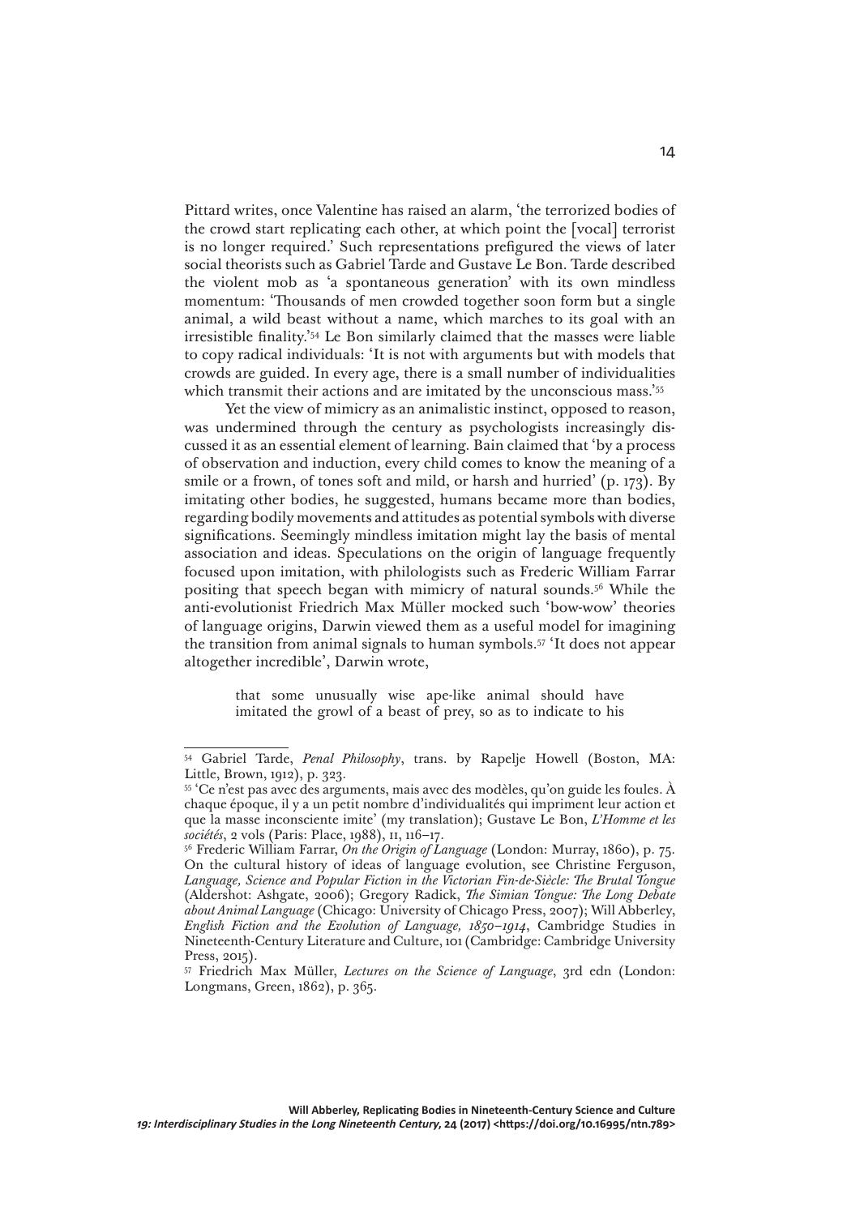Pittard writes, once Valentine has raised an alarm, 'the terrorized bodies of the crowd start replicating each other, at which point the [vocal] terrorist is no longer required.' Such representations prefigured the views of later social theorists such as Gabriel Tarde and Gustave Le Bon. Tarde described the violent mob as 'a spontaneous generation' with its own mindless momentum: 'Thousands of men crowded together soon form but a single animal, a wild beast without a name, which marches to its goal with an irresistible finality.'[54] Le Bon similarly claimed that the masses were liable to copy radical individuals: 'It is not with arguments but with models that crowds are guided. In every age, there is a small number of individualities which transmit their actions and are imitated by the unconscious mass.'[55]

Yet the view of mimicry as an animalistic instinct, opposed to reason, was undermined through the century as psychologists increasingly discussed it as an essential element of learning. Bain claimed that 'by a process of observation and induction, every child comes to know the meaning of a smile or a frown, of tones soft and mild, or harsh and hurried' (p. 173). By imitating other bodies, he suggested, humans became more than bodies, regarding bodily movements and attitudes as potential symbols with diverse significations. Seemingly mindless imitation might lay the basis of mental association and ideas. Speculations on the origin of language frequently focused upon imitation, with philologists such as Frederic William Farrar positing that speech began with mimicry of natural sounds.[56] While the anti-evolutionist Friedrich Max Müller mocked such 'bow-wow' theories of language origins, Darwin viewed them as a useful model for imagining the transition from animal signals to human symbols.[57] 'It does not appear altogether incredible', Darwin wrote,

> that some unusually wise ape-like animal should have imitated the growl of a beast of prey, so as to indicate to his

---

[54] Gabriel Tarde, *Penal Philosophy*, trans. by Rapelje Howell (Boston, MA: Little, Brown, 1912), p. 323.

[55] 'Ce n'est pas avec des arguments, mais avec des modèles, qu'on guide les foules. À chaque époque, il y a un petit nombre d'individualités qui impriment leur action et que la masse inconsciente imite' (my translation); Gustave Le Bon, *L'Homme et les sociétés*, 2 vols (Paris: Place, 1988), II, 116–17.

[56] Frederic William Farrar, *On the Origin of Language* (London: Murray, 1860), p. 75. On the cultural history of ideas of language evolution, see Christine Ferguson, *Language, Science and Popular Fiction in the Victorian Fin-de-Siècle: The Brutal Tongue* (Aldershot: Ashgate, 2006); Gregory Radick, *The Simian Tongue: The Long Debate about Animal Language* (Chicago: University of Chicago Press, 2007); Will Abberley, *English Fiction and the Evolution of Language, 1850–1914*, Cambridge Studies in Nineteenth-Century Literature and Culture, 101 (Cambridge: Cambridge University Press, 2015).

[57] Friedrich Max Müller, *Lectures on the Science of Language*, 3rd edn (London: Longmans, Green, 1862), p. 365.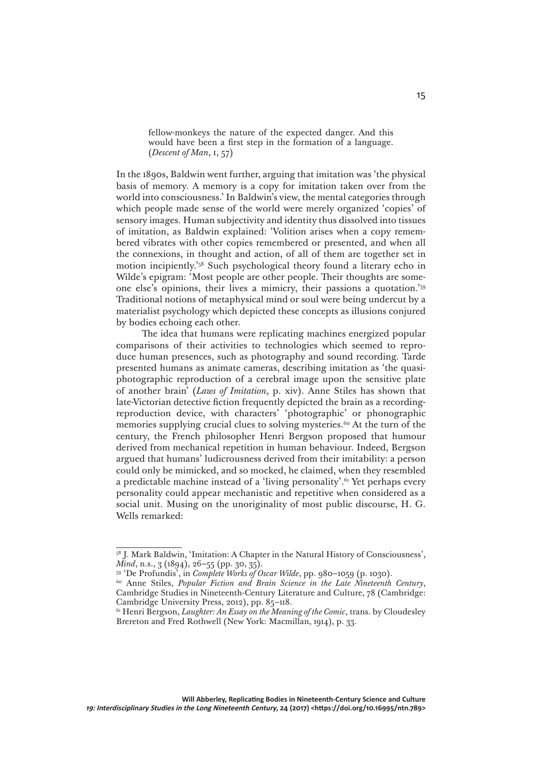> fellow-monkeys the nature of the expected danger. And this would have been a first step in the formation of a language. (*Descent of Man*, I, 57)

In the 1890s, Baldwin went further, arguing that imitation was 'the physical basis of memory. A memory is a copy for imitation taken over from the world into consciousness.' In Baldwin's view, the mental categories through which people made sense of the world were merely organized 'copies' of sensory images. Human subjectivity and identity thus dissolved into tissues of imitation, as Baldwin explained: 'Volition arises when a copy remembered vibrates with other copies remembered or presented, and when all the connexions, in thought and action, of all of them are together set in motion incipiently.'[58] Such psychological theory found a literary echo in Wilde's epigram: 'Most people are other people. Their thoughts are someone else's opinions, their lives a mimicry, their passions a quotation.'[59] Traditional notions of metaphysical mind or soul were being undercut by a materialist psychology which depicted these concepts as illusions conjured by bodies echoing each other.

The idea that humans were replicating machines energized popular comparisons of their activities to technologies which seemed to reproduce human presences, such as photography and sound recording. Tarde presented humans as animate cameras, describing imitation as 'the quasi-photographic reproduction of a cerebral image upon the sensitive plate of another brain' (*Laws of Imitation*, p. xiv). Anne Stiles has shown that late-Victorian detective fiction frequently depicted the brain as a recording-reproduction device, with characters' 'photographic' or phonographic memories supplying crucial clues to solving mysteries.[60] At the turn of the century, the French philosopher Henri Bergson proposed that humour derived from mechanical repetition in human behaviour. Indeed, Bergson argued that humans' ludicrousness derived from their imitability: a person could only be mimicked, and so mocked, he claimed, when they resembled a predictable machine instead of a 'living personality'.[61] Yet perhaps every personality could appear mechanistic and repetitive when considered as a social unit. Musing on the unoriginality of most public discourse, H. G. Wells remarked:

---

[58] J. Mark Baldwin, 'Imitation: A Chapter in the Natural History of Consciousness', *Mind*, n.s., 3 (1894), 26–55 (pp. 30, 35).

[59] 'De Profundis', in *Complete Works of Oscar Wilde*, pp. 980–1059 (p. 1030).

[60] Anne Stiles, *Popular Fiction and Brain Science in the Late Nineteenth Century*, Cambridge Studies in Nineteenth-Century Literature and Culture, 78 (Cambridge: Cambridge University Press, 2012), pp. 85–118.

[61] Henri Bergson, *Laughter: An Essay on the Meaning of the Comic*, trans. by Cloudesley Brereton and Fred Rothwell (New York: Macmillan, 1914), p. 33.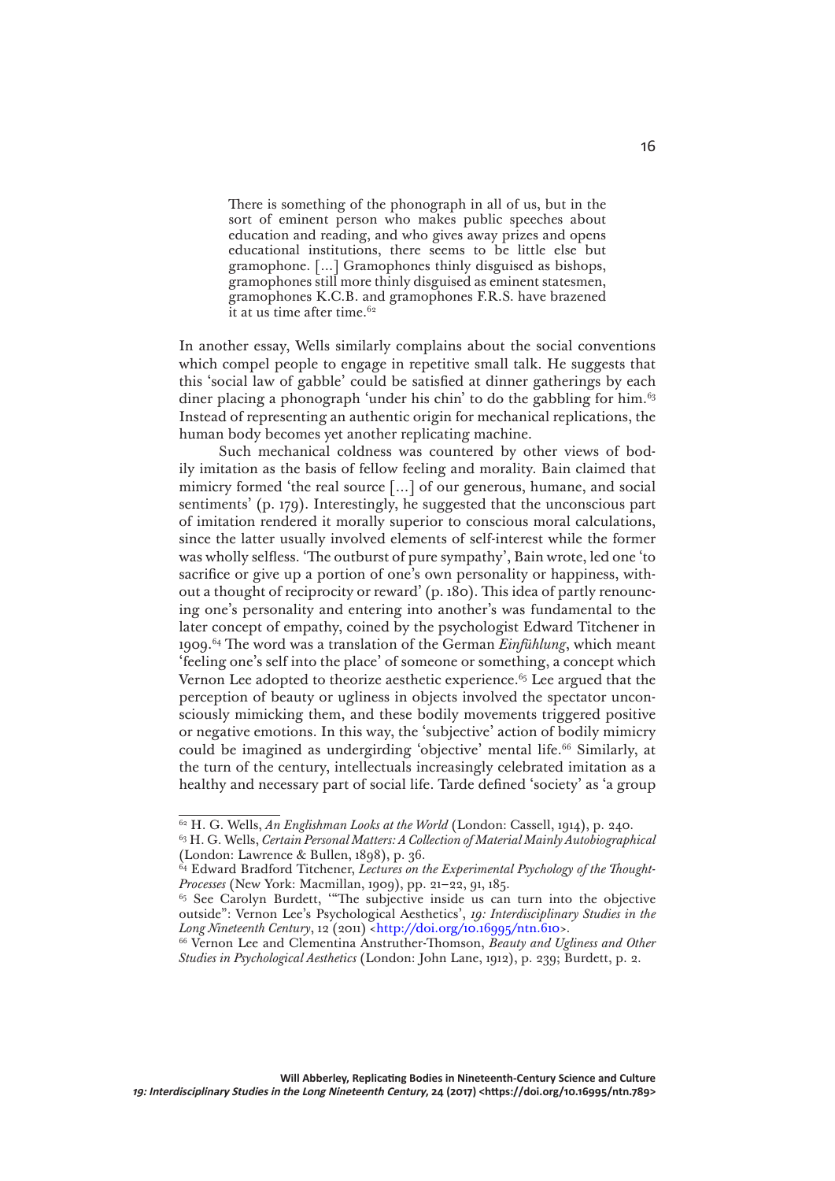> There is something of the phonograph in all of us, but in the sort of eminent person who makes public speeches about education and reading, and who gives away prizes and opens educational institutions, there seems to be little else but gramophone. [...] Gramophones thinly disguised as bishops, gramophones still more thinly disguised as eminent statesmen, gramophones K.C.B. and gramophones F.R.S. have brazened it at us time after time.[62]

In another essay, Wells similarly complains about the social conventions which compel people to engage in repetitive small talk. He suggests that this 'social law of gabble' could be satisfied at dinner gatherings by each diner placing a phonograph 'under his chin' to do the gabbling for him.[63] Instead of representing an authentic origin for mechanical replications, the human body becomes yet another replicating machine.

Such mechanical coldness was countered by other views of bodily imitation as the basis of fellow feeling and morality. Bain claimed that mimicry formed 'the real source [...] of our generous, humane, and social sentiments' (p. 179). Interestingly, he suggested that the unconscious part of imitation rendered it morally superior to conscious moral calculations, since the latter usually involved elements of self-interest while the former was wholly selfless. 'The outburst of pure sympathy', Bain wrote, led one 'to sacrifice or give up a portion of one's own personality or happiness, without a thought of reciprocity or reward' (p. 180). This idea of partly renouncing one's personality and entering into another's was fundamental to the later concept of empathy, coined by the psychologist Edward Titchener in 1909.[64] The word was a translation of the German *Einfühlung*, which meant 'feeling one's self into the place' of someone or something, a concept which Vernon Lee adopted to theorize aesthetic experience.[65] Lee argued that the perception of beauty or ugliness in objects involved the spectator unconsciously mimicking them, and these bodily movements triggered positive or negative emotions. In this way, the 'subjective' action of bodily mimicry could be imagined as undergirding 'objective' mental life.[66] Similarly, at the turn of the century, intellectuals increasingly celebrated imitation as a healthy and necessary part of social life. Tarde defined 'society' as 'a group

---

[62] H. G. Wells, *An Englishman Looks at the World* (London: Cassell, 1914), p. 240.

[63] H. G. Wells, *Certain Personal Matters: A Collection of Material Mainly Autobiographical* (London: Lawrence & Bullen, 1898), p. 36.

[64] Edward Bradford Titchener, *Lectures on the Experimental Psychology of the Thought-Processes* (New York: Macmillan, 1909), pp. 21–22, 91, 185.

[65] See Carolyn Burdett, '"The subjective inside us can turn into the objective outside": Vernon Lee's Psychological Aesthetics', *19: Interdisciplinary Studies in the Long Nineteenth Century*, 12 (2011) <http://doi.org/10.16995/ntn.610>.

[66] Vernon Lee and Clementina Anstruther-Thomson, *Beauty and Ugliness and Other Studies in Psychological Aesthetics* (London: John Lane, 1912), p. 239; Burdett, p. 2.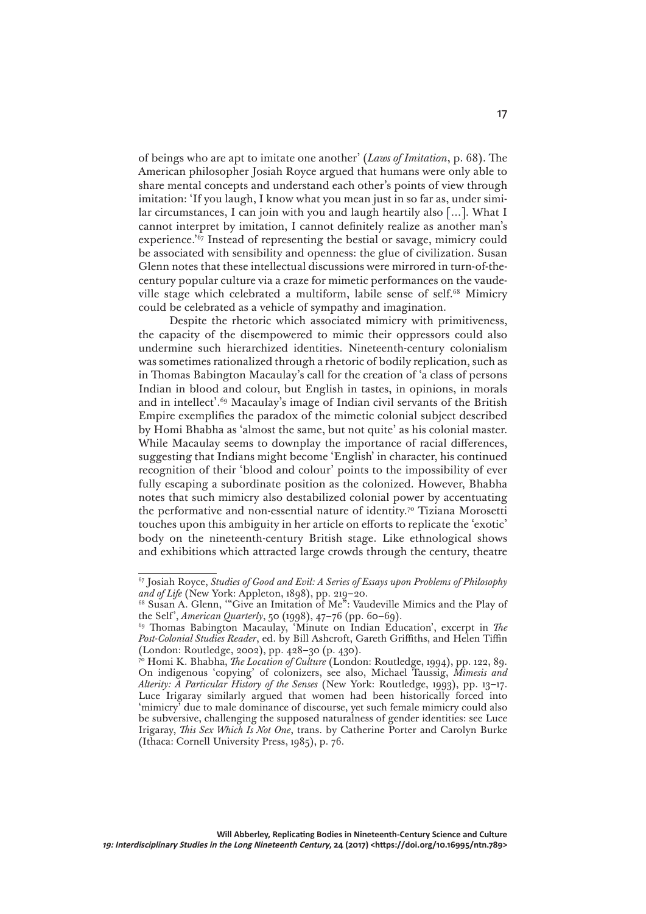of beings who are apt to imitate one another' (*Laws of Imitation*, p. 68). The American philosopher Josiah Royce argued that humans were only able to share mental concepts and understand each other's points of view through imitation: 'If you laugh, I know what you mean just in so far as, under similar circumstances, I can join with you and laugh heartily also [...]. What I cannot interpret by imitation, I cannot definitely realize as another man's experience.'[67] Instead of representing the bestial or savage, mimicry could be associated with sensibility and openness: the glue of civilization. Susan Glenn notes that these intellectual discussions were mirrored in turn-of-the-century popular culture via a craze for mimetic performances on the vaudeville stage which celebrated a multiform, labile sense of self.[68] Mimicry could be celebrated as a vehicle of sympathy and imagination.

Despite the rhetoric which associated mimicry with primitiveness, the capacity of the disempowered to mimic their oppressors could also undermine such hierarchized identities. Nineteenth-century colonialism was sometimes rationalized through a rhetoric of bodily replication, such as in Thomas Babington Macaulay's call for the creation of 'a class of persons Indian in blood and colour, but English in tastes, in opinions, in morals and in intellect'.[69] Macaulay's image of Indian civil servants of the British Empire exemplifies the paradox of the mimetic colonial subject described by Homi Bhabha as 'almost the same, but not quite' as his colonial master. While Macaulay seems to downplay the importance of racial differences, suggesting that Indians might become 'English' in character, his continued recognition of their 'blood and colour' points to the impossibility of ever fully escaping a subordinate position as the colonized. However, Bhabha notes that such mimicry also destabilized colonial power by accentuating the performative and non-essential nature of identity.[70] Tiziana Morosetti touches upon this ambiguity in her article on efforts to replicate the 'exotic' body on the nineteenth-century British stage. Like ethnological shows and exhibitions which attracted large crowds through the century, theatre

---

[67] Josiah Royce, *Studies of Good and Evil: A Series of Essays upon Problems of Philosophy and of Life* (New York: Appleton, 1898), pp. 219–20.

[68] Susan A. Glenn, '"Give an Imitation of Me": Vaudeville Mimics and the Play of the Self', *American Quarterly*, 50 (1998), 47–76 (pp. 60–69).

[69] Thomas Babington Macaulay, 'Minute on Indian Education', excerpt in *The Post-Colonial Studies Reader*, ed. by Bill Ashcroft, Gareth Griffiths, and Helen Tiffin (London: Routledge, 2002), pp. 428–30 (p. 430).

[70] Homi K. Bhabha, *The Location of Culture* (London: Routledge, 1994), pp. 122, 89. On indigenous 'copying' of colonizers, see also, Michael Taussig, *Mimesis and Alterity: A Particular History of the Senses* (New York: Routledge, 1993), pp. 13–17. Luce Irigaray similarly argued that women had been historically forced into 'mimicry' due to male dominance of discourse, yet such female mimicry could also be subversive, challenging the supposed naturalness of gender identities: see Luce Irigaray, *This Sex Which Is Not One*, trans. by Catherine Porter and Carolyn Burke (Ithaca: Cornell University Press, 1985), p. 76.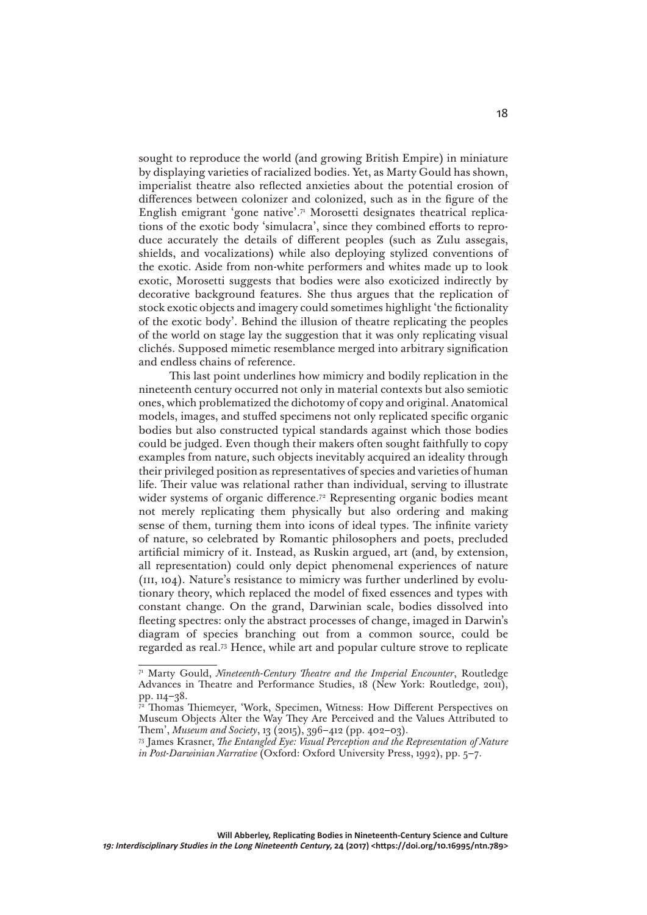sought to reproduce the world (and growing British Empire) in miniature by displaying varieties of racialized bodies. Yet, as Marty Gould has shown, imperialist theatre also reflected anxieties about the potential erosion of differences between colonizer and colonized, such as in the figure of the English emigrant 'gone native'.[71] Morosetti designates theatrical replications of the exotic body 'simulacra', since they combined efforts to reproduce accurately the details of different peoples (such as Zulu assegais, shields, and vocalizations) while also deploying stylized conventions of the exotic. Aside from non-white performers and whites made up to look exotic, Morosetti suggests that bodies were also exoticized indirectly by decorative background features. She thus argues that the replication of stock exotic objects and imagery could sometimes highlight 'the fictionality of the exotic body'. Behind the illusion of theatre replicating the peoples of the world on stage lay the suggestion that it was only replicating visual clichés. Supposed mimetic resemblance merged into arbitrary signification and endless chains of reference.

This last point underlines how mimicry and bodily replication in the nineteenth century occurred not only in material contexts but also semiotic ones, which problematized the dichotomy of copy and original. Anatomical models, images, and stuffed specimens not only replicated specific organic bodies but also constructed typical standards against which those bodies could be judged. Even though their makers often sought faithfully to copy examples from nature, such objects inevitably acquired an ideality through their privileged position as representatives of species and varieties of human life. Their value was relational rather than individual, serving to illustrate wider systems of organic difference.[72] Representing organic bodies meant not merely replicating them physically but also ordering and making sense of them, turning them into icons of ideal types. The infinite variety of nature, so celebrated by Romantic philosophers and poets, precluded artificial mimicry of it. Instead, as Ruskin argued, art (and, by extension, all representation) could only depict phenomenal experiences of nature (III, 104). Nature's resistance to mimicry was further underlined by evolutionary theory, which replaced the model of fixed essences and types with constant change. On the grand, Darwinian scale, bodies dissolved into fleeting spectres: only the abstract processes of change, imaged in Darwin's diagram of species branching out from a common source, could be regarded as real.[73] Hence, while art and popular culture strove to replicate

---

[71] Marty Gould, *Nineteenth-Century Theatre and the Imperial Encounter*, Routledge Advances in Theatre and Performance Studies, 18 (New York: Routledge, 2011), pp. 114–38.

[72] Thomas Thiemeyer, 'Work, Specimen, Witness: How Different Perspectives on Museum Objects Alter the Way They Are Perceived and the Values Attributed to Them', *Museum and Society*, 13 (2015), 396–412 (pp. 402–03).

[73] James Krasner, *The Entangled Eye: Visual Perception and the Representation of Nature in Post-Darwinian Narrative* (Oxford: Oxford University Press, 1992), pp. 5–7.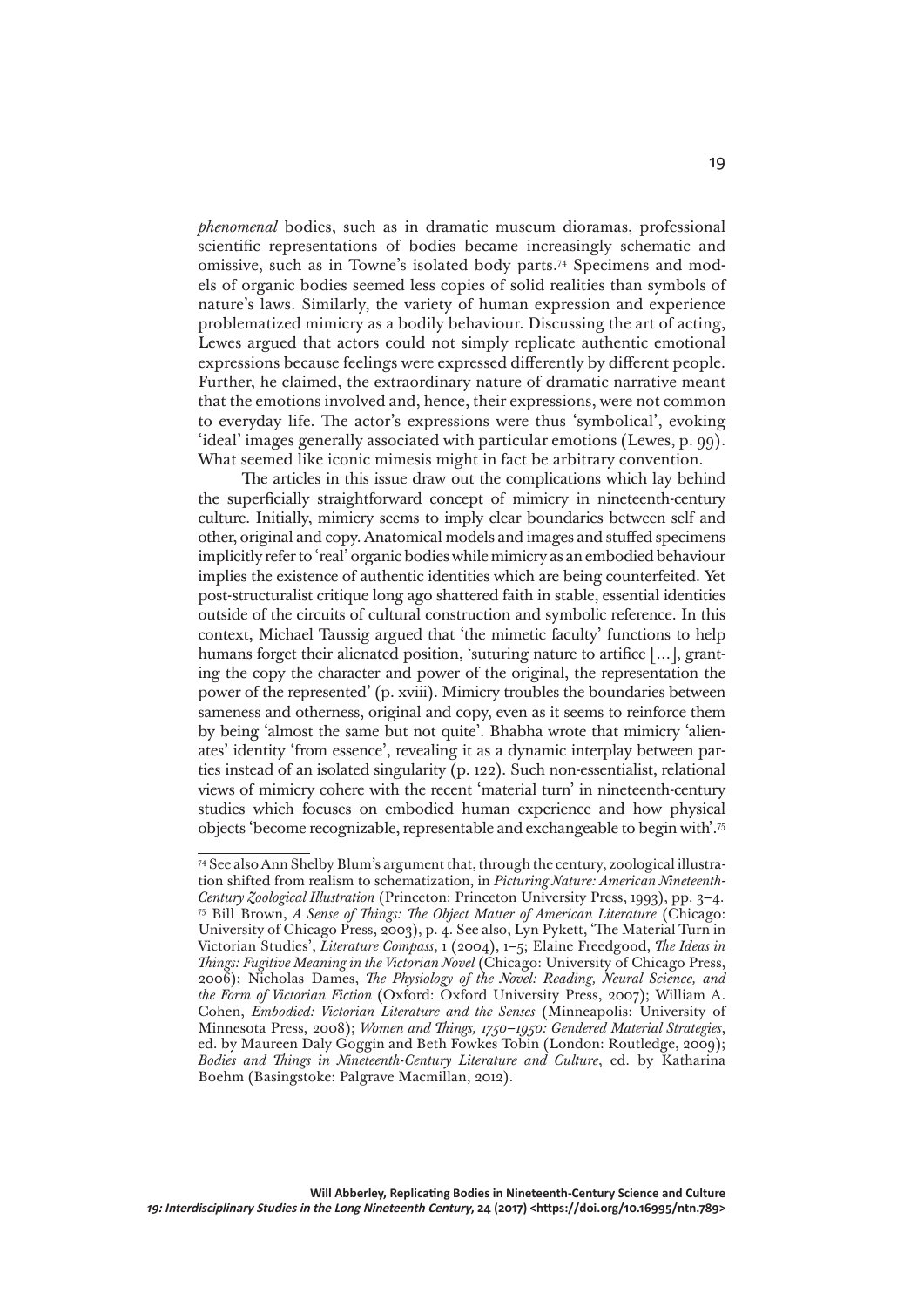*phenomenal* bodies, such as in dramatic museum dioramas, professional scientific representations of bodies became increasingly schematic and omissive, such as in Towne's isolated body parts.[74] Specimens and models of organic bodies seemed less copies of solid realities than symbols of nature's laws. Similarly, the variety of human expression and experience problematized mimicry as a bodily behaviour. Discussing the art of acting, Lewes argued that actors could not simply replicate authentic emotional expressions because feelings were expressed differently by different people. Further, he claimed, the extraordinary nature of dramatic narrative meant that the emotions involved and, hence, their expressions, were not common to everyday life. The actor's expressions were thus 'symbolical', evoking 'ideal' images generally associated with particular emotions (Lewes, p. 99). What seemed like iconic mimesis might in fact be arbitrary convention.

The articles in this issue draw out the complications which lay behind the superficially straightforward concept of mimicry in nineteenth-century culture. Initially, mimicry seems to imply clear boundaries between self and other, original and copy. Anatomical models and images and stuffed specimens implicitly refer to 'real' organic bodies while mimicry as an embodied behaviour implies the existence of authentic identities which are being counterfeited. Yet post-structuralist critique long ago shattered faith in stable, essential identities outside of the circuits of cultural construction and symbolic reference. In this context, Michael Taussig argued that 'the mimetic faculty' functions to help humans forget their alienated position, 'suturing nature to artifice [...], granting the copy the character and power of the original, the representation the power of the represented' (p. xviii). Mimicry troubles the boundaries between sameness and otherness, original and copy, even as it seems to reinforce them by being 'almost the same but not quite'. Bhabha wrote that mimicry 'alienates' identity 'from essence', revealing it as a dynamic interplay between parties instead of an isolated singularity (p. 122). Such non-essentialist, relational views of mimicry cohere with the recent 'material turn' in nineteenth-century studies which focuses on embodied human experience and how physical objects 'become recognizable, representable and exchangeable to begin with'.[75]

---

[74] See also Ann Shelby Blum's argument that, through the century, zoological illustration shifted from realism to schematization, in *Picturing Nature: American Nineteenth-Century Zoological Illustration* (Princeton: Princeton University Press, 1993), pp. 3–4.

[75] Bill Brown, *A Sense of Things: The Object Matter of American Literature* (Chicago: University of Chicago Press, 2003), p. 4. See also, Lyn Pykett, 'The Material Turn in Victorian Studies', *Literature Compass*, 1 (2004), 1–5; Elaine Freedgood, *The Ideas in Things: Fugitive Meaning in the Victorian Novel* (Chicago: University of Chicago Press, 2006); Nicholas Dames, *The Physiology of the Novel: Reading, Neural Science, and the Form of Victorian Fiction* (Oxford: Oxford University Press, 2007); William A. Cohen, *Embodied: Victorian Literature and the Senses* (Minneapolis: University of Minnesota Press, 2008); *Women and Things, 1750–1950: Gendered Material Strategies*, ed. by Maureen Daly Goggin and Beth Fowkes Tobin (London: Routledge, 2009); *Bodies and Things in Nineteenth-Century Literature and Culture*, ed. by Katharina Boehm (Basingstoke: Palgrave Macmillan, 2012).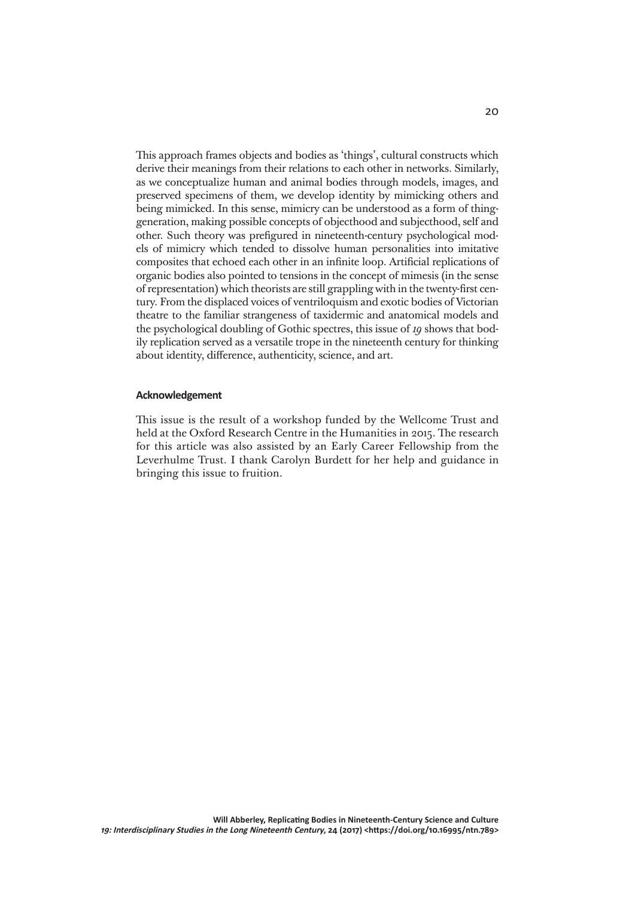This approach frames objects and bodies as 'things', cultural constructs which derive their meanings from their relations to each other in networks. Similarly, as we conceptualize human and animal bodies through models, images, and preserved specimens of them, we develop identity by mimicking others and being mimicked. In this sense, mimicry can be understood as a form of thing-generation, making possible concepts of objecthood and subjecthood, self and other. Such theory was prefigured in nineteenth-century psychological models of mimicry which tended to dissolve human personalities into imitative composites that echoed each other in an infinite loop. Artificial replications of organic bodies also pointed to tensions in the concept of mimesis (in the sense of representation) which theorists are still grappling with in the twenty-first century. From the displaced voices of ventriloquism and exotic bodies of Victorian theatre to the familiar strangeness of taxidermic and anatomical models and the psychological doubling of Gothic spectres, this issue of *19* shows that bodily replication served as a versatile trope in the nineteenth century for thinking about identity, difference, authenticity, science, and art.

### Acknowledgement

This issue is the result of a workshop funded by the Wellcome Trust and held at the Oxford Research Centre in the Humanities in 2015. The research for this article was also assisted by an Early Career Fellowship from the Leverhulme Trust. I thank Carolyn Burdett for her help and guidance in bringing this issue to fruition.